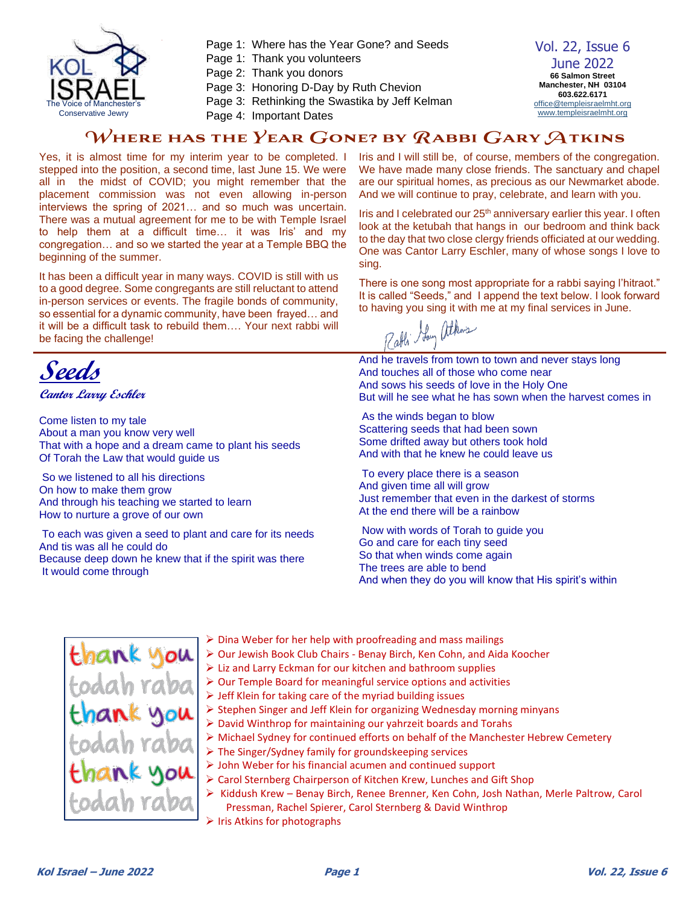KOL ISRAEL
The Voice of Manchester's Conservative Jewry

Page 1: Where has the Year Gone? and Seeds
Page 1: Thank you volunteers
Page 2: Thank you donors
Page 3: Honoring D-Day by Ruth Chevion
Page 3: Rethinking the Swastika by Jeff Kelman
Page 4: Important Dates

Vol. 22, Issue 6
June 2022
**66 Salmon Street**
**Manchester, NH 03104**
**603.622.6171**
office@templeisraelmht.org
www.templeisraelmht.org

# Where has the Year Gone? by Rabbi Gary Atkins

Yes, it is almost time for my interim year to be completed. I stepped into the position, a second time, last June 15. We were all in the midst of COVID; you might remember that the placement commission was not even allowing in-person interviews the spring of 2021… and so much was uncertain. There was a mutual agreement for me to be with Temple Israel to help them at a difficult time… it was Iris' and my congregation… and so we started the year at a Temple BBQ the beginning of the summer.

It has been a difficult year in many ways. COVID is still with us to a good degree. Some congregants are still reluctant to attend in-person services or events. The fragile bonds of community, so essential for a dynamic community, have been frayed… and it will be a difficult task to rebuild them…. Your next rabbi will be facing the challenge!

Iris and I will still be, of course, members of the congregation. We have made many close friends. The sanctuary and chapel are our spiritual homes, as precious as our Newmarket abode. And we will continue to pray, celebrate, and learn with you.

Iris and I celebrated our 25th anniversary earlier this year. I often look at the ketubah that hangs in our bedroom and think back to the day that two close clergy friends officiated at our wedding. One was Cantor Larry Eschler, many of whose songs I love to sing.

There is one song most appropriate for a rabbi saying l'hitraot." It is called "Seeds," and I append the text below. I look forward to having you sing it with me at my final services in June.

Rabbi Gary Atkins

## Seeds

**Cantor Larry Eschler**

Come listen to my tale
About a man you know very well
That with a hope and a dream came to plant his seeds
Of Torah the Law that would guide us

So we listened to all his directions
On how to make them grow
And through his teaching we started to learn
How to nurture a grove of our own

To each was given a seed to plant and care for its needs
And tis was all he could do
Because deep down he knew that if the spirit was there
It would come through

And he travels from town to town and never stays long
And touches all of those who come near
And sows his seeds of love in the Holy One
But will he see what he has sown when the harvest comes in

As the winds began to blow
Scattering seeds that had been sown
Some drifted away but others took hold
And with that he knew he could leave us

To every place there is a season
And given time all will grow
Just remember that even in the darkest of storms
At the end there will be a rainbow

Now with words of Torah to guide you
Go and care for each tiny seed
So that when winds come again
The trees are able to bend
And when they do you will know that His spirit's within

## thank you todah raba

- Dina Weber for her help with proofreading and mass mailings
- Our Jewish Book Club Chairs - Benay Birch, Ken Cohn, and Aida Koocher
- Liz and Larry Eckman for our kitchen and bathroom supplies
- Our Temple Board for meaningful service options and activities
- Jeff Klein for taking care of the myriad building issues
- Stephen Singer and Jeff Klein for organizing Wednesday morning minyans
- David Winthrop for maintaining our yahrzeit boards and Torahs
- Michael Sydney for continued efforts on behalf of the Manchester Hebrew Cemetery
- The Singer/Sydney family for groundskeeping services
- John Weber for his financial acumen and continued support
- Carol Sternberg Chairperson of Kitchen Krew, Lunches and Gift Shop
- Kiddush Krew – Benay Birch, Renee Brenner, Ken Cohn, Josh Nathan, Merle Paltrow, Carol Pressman, Rachel Spierer, Carol Sternberg & David Winthrop
- Iris Atkins for photographs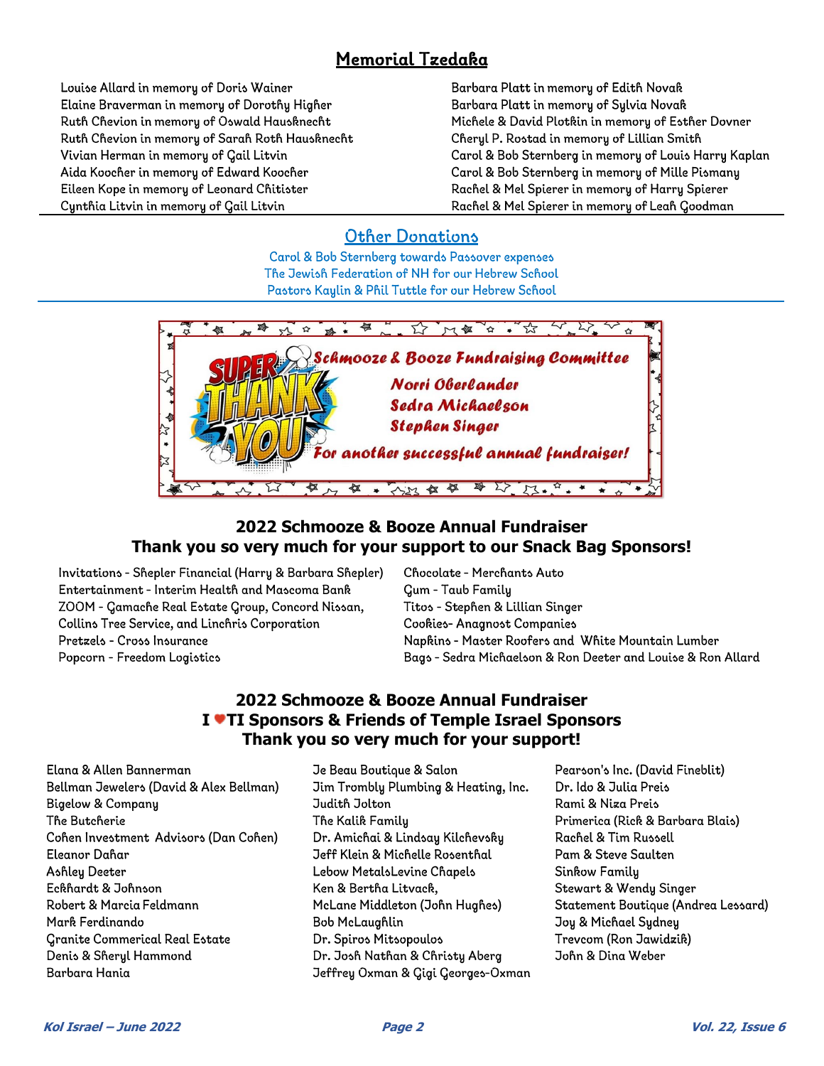## Memorial Tzedaka

Louise Allard in memory of Doris Wainer
Elaine Braverman in memory of Dorothy Higher
Ruth Chevion in memory of Oswald Hausknecht
Ruth Chevion in memory of Sarah Roth Hausknecht
Vivian Herman in memory of Gail Litvin
Aida Koocher in memory of Edward Koocher
Eileen Kope in memory of Leonard Chitister
Cynthia Litvin in memory of Gail Litvin
Barbara Platt in memory of Edith Novak
Barbara Platt in memory of Sylvia Novak
Michele & David Plotkin in memory of Esther Dovner
Cheryl P. Rostad in memory of Lillian Smith
Carol & Bob Sternberg in memory of Louis Harry Kaplan
Carol & Bob Sternberg in memory of Mille Pismany
Rachel & Mel Spierer in memory of Harry Spierer
Rachel & Mel Spierer in memory of Leah Goodman

## Other Donations

Carol & Bob Sternberg towards Passover expenses
The Jewish Federation of NH for our Hebrew School
Pastors Kaylin & Phil Tuttle for our Hebrew School

SUPER THANK YOU

*Schmooze & Booze Fundraising Committee*

*Norri Oberlander*
*Sedra Michaelson*
*Stephen Singer*

*For another successful annual fundraiser!*

## 2022 Schmooze & Booze Annual Fundraiser
## Thank you so very much for your support to our Snack Bag Sponsors!

Invitations - Shepler Financial (Harry & Barbara Shepler)
Entertainment - Interim Health and Mascoma Bank
ZOOM - Gamache Real Estate Group, Concord Nissan, Collins Tree Service, and Linchris Corporation
Pretzels - Cross Insurance
Popcorn - Freedom Logistics
Chocolate - Merchants Auto
Gum - Taub Family
Titos - Stephen & Lillian Singer
Cookies- Anagnost Companies
Napkins - Master Roofers and White Mountain Lumber
Bags - Sedra Michaelson & Ron Deeter and Louise & Ron Allard

## 2022 Schmooze & Booze Annual Fundraiser
## I ♥TI Sponsors & Friends of Temple Israel Sponsors
## Thank you so very much for your support!

Elana & Allen Bannerman
Bellman Jewelers (David & Alex Bellman)
Bigelow & Company
The Butcherie
Cohen Investment Advisors (Dan Cohen)
Eleanor Dahar
Ashley Deeter
Eckhardt & Johnson
Robert & Marcia Feldmann
Mark Ferdinando
Granite Commerical Real Estate
Denis & Sheryl Hammond
Barbara Hania
Je Beau Boutique & Salon
Jim Trombly Plumbing & Heating, Inc.
Judith Jolton
The Kalik Family
Dr. Amichai & Lindsay Kilchevsky
Jeff Klein & Michelle Rosenthal
Lebow MetalsLevine Chapels
Ken & Bertha Litvack,
McLane Middleton (John Hughes)
Bob McLaughlin
Dr. Spiros Mitsopoulos
Dr. Josh Nathan & Christy Aberg
Jeffrey Oxman & Gigi Georges-Oxman
Pearson's Inc. (David Fineblit)
Dr. Ido & Julia Preis
Rami & Niza Preis
Primerica (Rick & Barbara Blais)
Rachel & Tim Russell
Pam & Steve Saulten
Sinkow Family
Stewart & Wendy Singer
Statement Boutique (Andrea Lessard)
Joy & Michael Sydney
Trevcom (Ron Jawidzik)
John & Dina Weber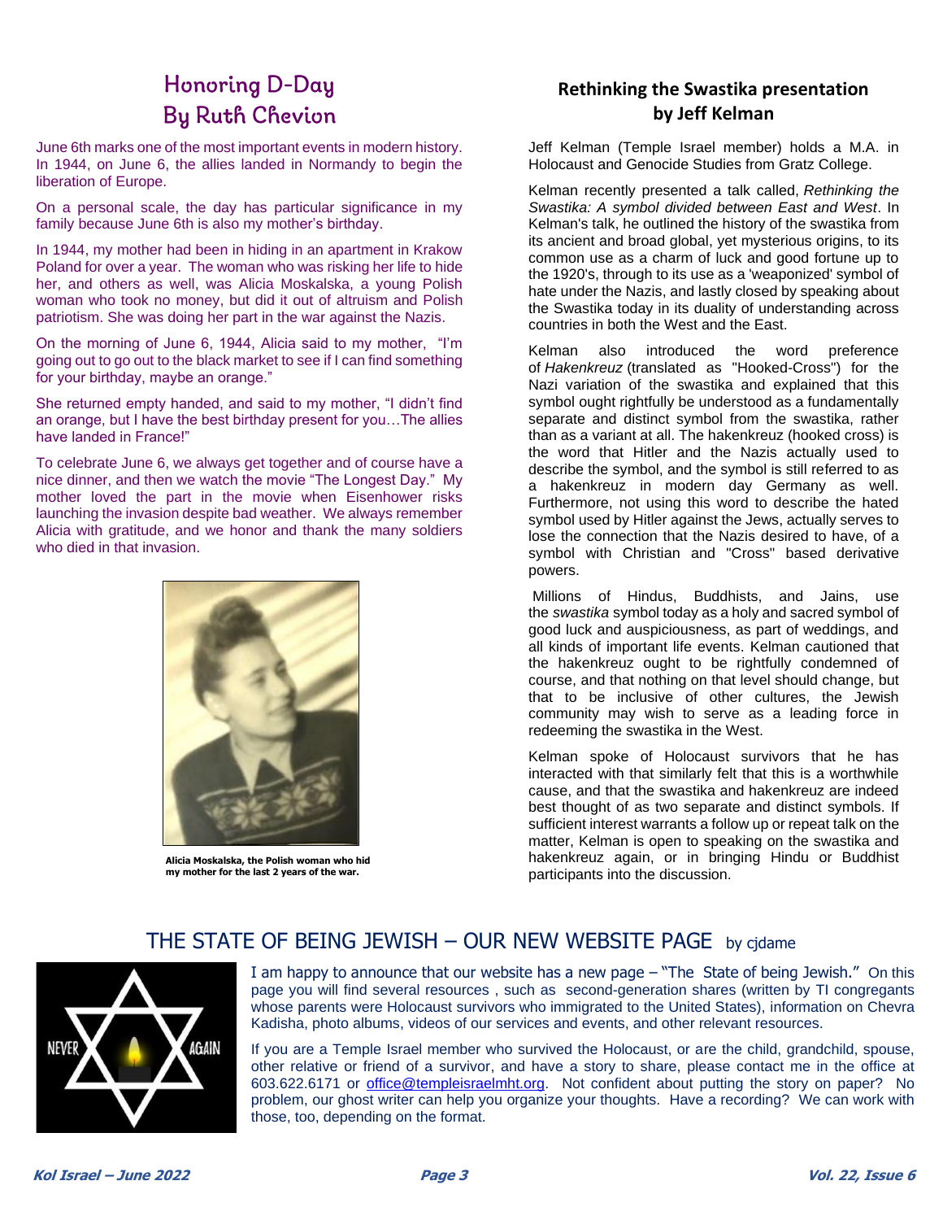## Honoring D-Day
## By Ruth Chevion

June 6th marks one of the most important events in modern history. In 1944, on June 6, the allies landed in Normandy to begin the liberation of Europe.

On a personal scale, the day has particular significance in my family because June 6th is also my mother's birthday.

In 1944, my mother had been in hiding in an apartment in Krakow Poland for over a year. The woman who was risking her life to hide her, and others as well, was Alicia Moskalska, a young Polish woman who took no money, but did it out of altruism and Polish patriotism. She was doing her part in the war against the Nazis.

On the morning of June 6, 1944, Alicia said to my mother, "I'm going out to go out to the black market to see if I can find something for your birthday, maybe an orange."

She returned empty handed, and said to my mother, "I didn't find an orange, but I have the best birthday present for you…The allies have landed in France!"

To celebrate June 6, we always get together and of course have a nice dinner, and then we watch the movie "The Longest Day." My mother loved the part in the movie when Eisenhower risks launching the invasion despite bad weather. We always remember Alicia with gratitude, and we honor and thank the many soldiers who died in that invasion.

**Alicia Moskalska, the Polish woman who hid my mother for the last 2 years of the war.**

## Rethinking the Swastika presentation by Jeff Kelman

Jeff Kelman (Temple Israel member) holds a M.A. in Holocaust and Genocide Studies from Gratz College.

Kelman recently presented a talk called, *Rethinking the Swastika: A symbol divided between East and West*. In Kelman's talk, he outlined the history of the swastika from its ancient and broad global, yet mysterious origins, to its common use as a charm of luck and good fortune up to the 1920's, through to its use as a 'weaponized' symbol of hate under the Nazis, and lastly closed by speaking about the Swastika today in its duality of understanding across countries in both the West and the East.

Kelman also introduced the word preference of *Hakenkreuz* (translated as "Hooked-Cross") for the Nazi variation of the swastika and explained that this symbol ought rightfully be understood as a fundamentally separate and distinct symbol from the swastika, rather than as a variant at all. The hakenkreuz (hooked cross) is the word that Hitler and the Nazis actually used to describe the symbol, and the symbol is still referred to as a hakenkreuz in modern day Germany as well. Furthermore, not using this word to describe the hated symbol used by Hitler against the Jews, actually serves to lose the connection that the Nazis desired to have, of a symbol with Christian and "Cross" based derivative powers.

Millions of Hindus, Buddhists, and Jains, use the *swastika* symbol today as a holy and sacred symbol of good luck and auspiciousness, as part of weddings, and all kinds of important life events. Kelman cautioned that the hakenkreuz ought to be rightfully condemned of course, and that nothing on that level should change, but that to be inclusive of other cultures, the Jewish community may wish to serve as a leading force in redeeming the swastika in the West.

Kelman spoke of Holocaust survivors that he has interacted with that similarly felt that this is a worthwhile cause, and that the swastika and hakenkreuz are indeed best thought of as two separate and distinct symbols. If sufficient interest warrants a follow up or repeat talk on the matter, Kelman is open to speaking on the swastika and hakenkreuz again, or in bringing Hindu or Buddhist participants into the discussion.

## THE STATE OF BEING JEWISH – OUR NEW WEBSITE PAGE by cjdame

I am happy to announce that our website has a new page – "The State of being Jewish." On this page you will find several resources , such as second-generation shares (written by TI congregants whose parents were Holocaust survivors who immigrated to the United States), information on Chevra Kadisha, photo albums, videos of our services and events, and other relevant resources.

If you are a Temple Israel member who survived the Holocaust, or are the child, grandchild, spouse, other relative or friend of a survivor, and have a story to share, please contact me in the office at 603.622.6171 or office@templeisraelmht.org. Not confident about putting the story on paper? No problem, our ghost writer can help you organize your thoughts. Have a recording? We can work with those, too, depending on the format.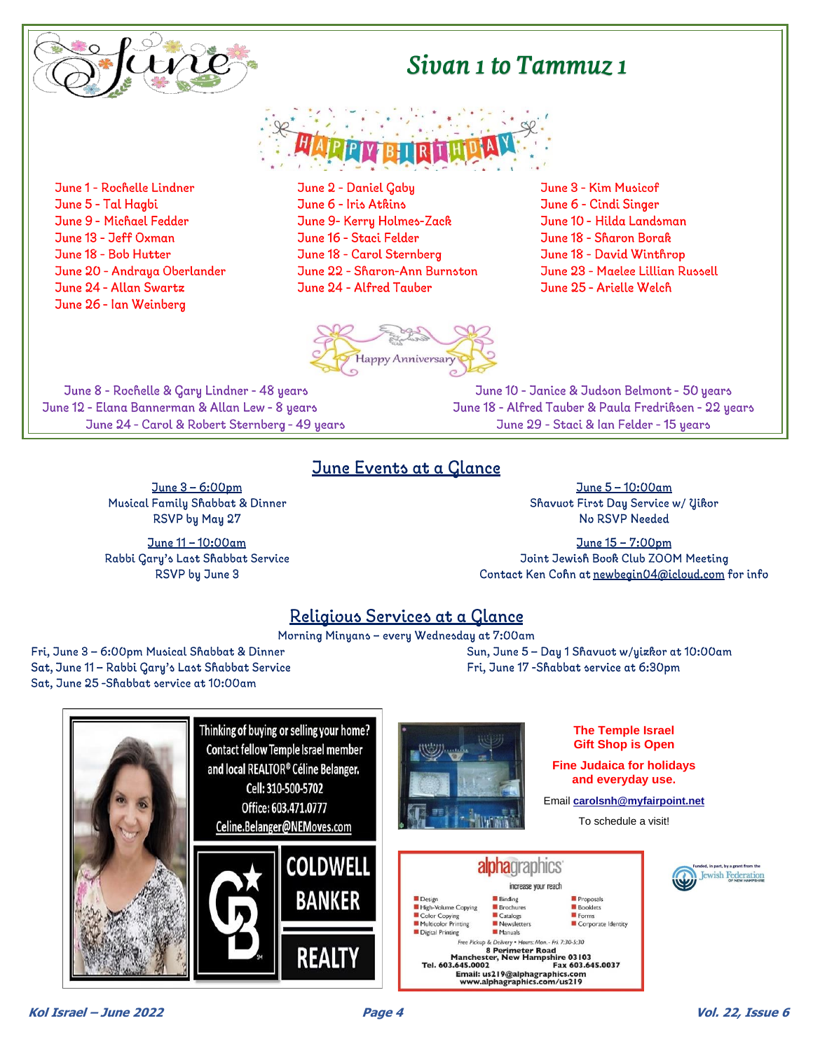# June

## Sivan 1 to Tammuz 1

### Happy Birthday

June 1 - Rochelle Lindner
June 5 - Tal Hagbi
June 9 - Michael Fedder
June 13 - Jeff Oxman
June 18 - Bob Hutter
June 20 - Andraya Oberlander
June 24 - Allan Swartz
June 26 - Ian Weinberg

June 2 - Daniel Gaby
June 6 - Iris Atkins
June 9- Kerry Holmes-Zack
June 16 - Staci Felder
June 18 - Carol Sternberg
June 22 - Sharon-Ann Burnston
June 24 - Alfred Tauber

June 3 - Kim Musicof
June 6 - Cindi Singer
June 10 - Hilda Landsman
June 18 - Sharon Borak
June 18 - David Winthrop
June 23 - Maelee Lillian Russell
June 25 - Arielle Welch

### Happy Anniversary

June 8 - Rochelle & Gary Lindner - 48 years
June 12 - Elana Bannerman & Allan Lew - 8 years
June 24 - Carol & Robert Sternberg - 49 years

June 10 - Janice & Judson Belmont - 50 years
June 18 - Alfred Tauber & Paula Fredriksen - 22 years
June 29 - Staci & Ian Felder - 15 years

## June Events at a Glance

June 3 – 6:00pm
Musical Family Shabbat & Dinner
RSVP by May 27

June 5 – 10:00am
Shavuot First Day Service w/ Yizkor
No RSVP Needed

June 11 – 10:00am
Rabbi Gary's Last Shabbat Service
RSVP by June 3

June 15 – 7:00pm
Joint Jewish Book Club ZOOM Meeting
Contact Ken Cohn at newbegin04@icloud.com for info

## Religious Services at a Glance

Morning Minyans – every Wednesday at 7:00am

Fri, June 3 – 6:00pm Musical Shabbat & Dinner
Sat, June 11 – Rabbi Gary's Last Shabbat Service
Sat, June 25 -Shabbat service at 10:00am

Sun, June 5 – Day 1 Shavuot w/yizkor at 10:00am
Fri, June 17 -Shabbat service at 6:30pm

Thinking of buying or selling your home? Contact fellow Temple Israel member and local REALTOR® Céline Belanger.
Cell: 310-500-5702
Office: 603.471.0777
Celine.Belanger@NEMoves.com

COLDWELL BANKER REALTY

**The Temple Israel Gift Shop is Open**

**Fine Judaica for holidays and everyday use.**

Email **carolsnh@myfairpoint.net**

To schedule a visit!

alphagraphics
increase your reach

- Design
- High-Volume Copying
- Color Copying
- Multicolor Printing
- Digital Printing
- Binding
- Brochures
- Catalogs
- Newsletters
- Manuals
- Proposals
- Booklets
- Forms
- Corporate Identity

Free Pickup & Delivery • Hours: Mon. - Fri. 7:30-5:30
8 Perimeter Road
Manchester, New Hampshire 03103
Tel. 603.645.0002 Fax 603.645.0037
Email: us219@alphagraphics.com
www.alphagraphics.com/us219

Funded, in part, by a grant from the Jewish Federation of New Hampshire